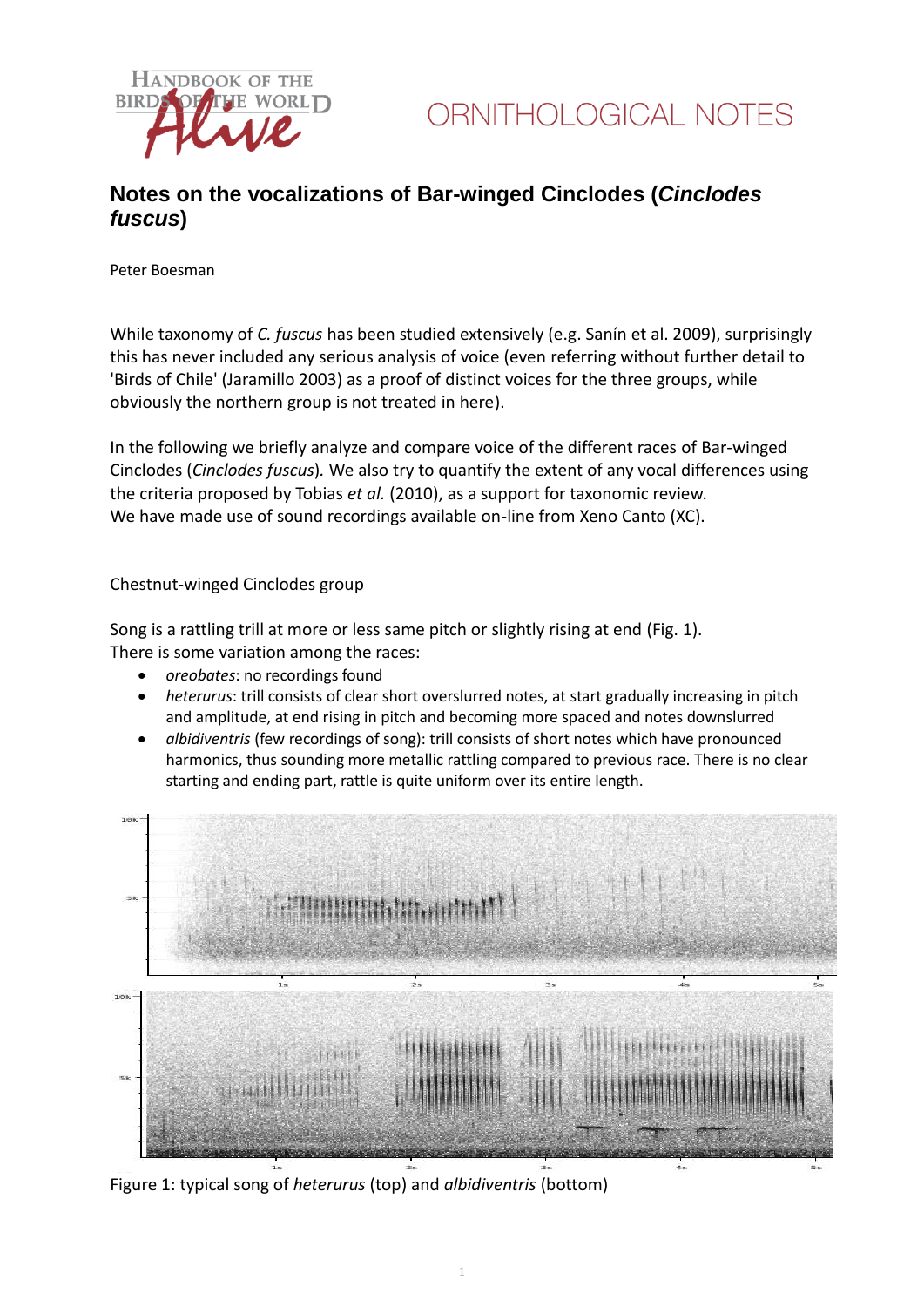# ORNITHOLOGICAL NOTES

## Notes on the vocalizations of Bar-winged Cinclodes (*Cinclodes fuscus*)

Peter Boesman

While taxonomy of *C. fuscus* has been studied extensively (e.g. Sanín et al. 2009), surprisingly this has never included any serious analysis of voice (even referring without further detail to 'Birds of Chile' (Jaramillo 2003) as a proof of distinct voices for the three groups, while obviously the northern group is not treated in here).

In the following we briefly analyze and compare voice of the different races of Bar-winged Cinclodes (*Cinclodes fuscus*). We also try to quantify the extent of any vocal differences using the criteria proposed by Tobias *et al.* (2010), as a support for taxonomic review.
We have made use of sound recordings available on-line from Xeno Canto (XC).

### Chestnut-winged Cinclodes group

Song is a rattling trill at more or less same pitch or slightly rising at end (Fig. 1).
There is some variation among the races:

- *oreobates*: no recordings found
- *heterurus*: trill consists of clear short overslurred notes, at start gradually increasing in pitch and amplitude, at end rising in pitch and becoming more spaced and notes downslurred
- *albidiventris* (few recordings of song): trill consists of short notes which have pronounced harmonics, thus sounding more metallic rattling compared to previous race. There is no clear starting and ending part, rattle is quite uniform over its entire length.

Figure 1: typical song of *heterurus* (top) and *albidiventris* (bottom)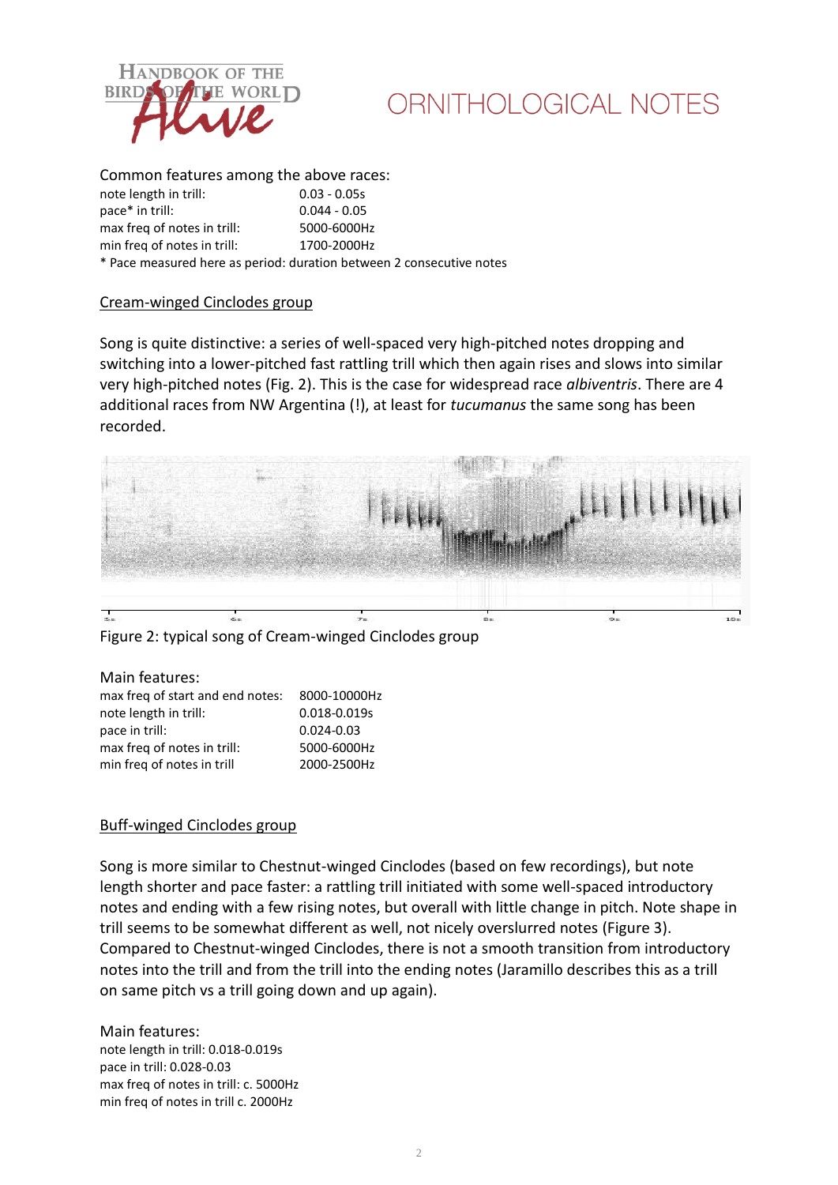Common features among the above races:

| | |
|---|---|
| note length in trill: | 0.03 - 0.05s |
| pace* in trill: | 0.044 - 0.05 |
| max freq of notes in trill: | 5000-6000Hz |
| min freq of notes in trill: | 1700-2000Hz |

* Pace measured here as period: duration between 2 consecutive notes

## Cream-winged Cinclodes group

Song is quite distinctive: a series of well-spaced very high-pitched notes dropping and switching into a lower-pitched fast rattling trill which then again rises and slows into similar very high-pitched notes (Fig. 2). This is the case for widespread race *albiventris*. There are 4 additional races from NW Argentina (!), at least for *tucumanus* the same song has been recorded.

Figure 2: typical song of Cream-winged Cinclodes group

Main features:

| | |
|---|---|
| max freq of start and end notes: | 8000-10000Hz |
| note length in trill: | 0.018-0.019s |
| pace in trill: | 0.024-0.03 |
| max freq of notes in trill: | 5000-6000Hz |
| min freq of notes in trill | 2000-2500Hz |

## Buff-winged Cinclodes group

Song is more similar to Chestnut-winged Cinclodes (based on few recordings), but note length shorter and pace faster: a rattling trill initiated with some well-spaced introductory notes and ending with a few rising notes, but overall with little change in pitch. Note shape in trill seems to be somewhat different as well, not nicely overslurred notes (Figure 3). Compared to Chestnut-winged Cinclodes, there is not a smooth transition from introductory notes into the trill and from the trill into the ending notes (Jaramillo describes this as a trill on same pitch vs a trill going down and up again).

Main features:

note length in trill: 0.018-0.019s
pace in trill: 0.028-0.03
max freq of notes in trill: c. 5000Hz
min freq of notes in trill c. 2000Hz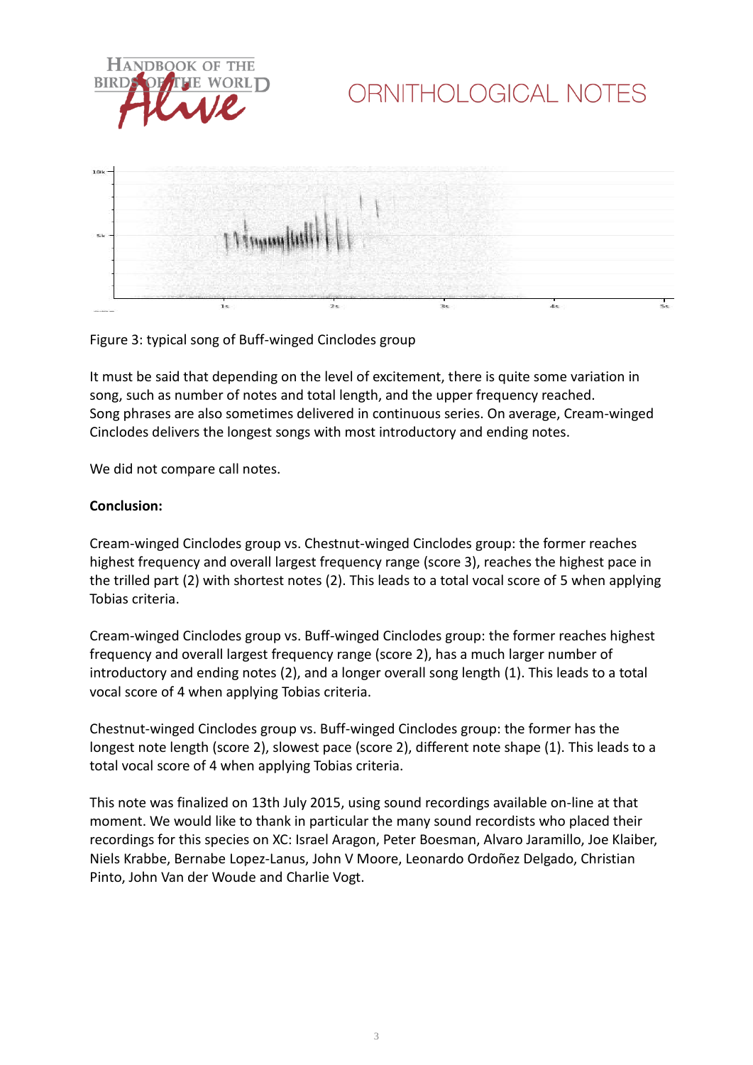Figure 3: typical song of Buff-winged Cinclodes group

It must be said that depending on the level of excitement, there is quite some variation in song, such as number of notes and total length, and the upper frequency reached.
Song phrases are also sometimes delivered in continuous series. On average, Cream-winged Cinclodes delivers the longest songs with most introductory and ending notes.

We did not compare call notes.

**Conclusion:**

Cream-winged Cinclodes group vs. Chestnut-winged Cinclodes group: the former reaches highest frequency and overall largest frequency range (score 3), reaches the highest pace in the trilled part (2) with shortest notes (2). This leads to a total vocal score of 5 when applying Tobias criteria.

Cream-winged Cinclodes group vs. Buff-winged Cinclodes group: the former reaches highest frequency and overall largest frequency range (score 2), has a much larger number of introductory and ending notes (2), and a longer overall song length (1). This leads to a total vocal score of 4 when applying Tobias criteria.

Chestnut-winged Cinclodes group vs. Buff-winged Cinclodes group: the former has the longest note length (score 2), slowest pace (score 2), different note shape (1). This leads to a total vocal score of 4 when applying Tobias criteria.

This note was finalized on 13th July 2015, using sound recordings available on-line at that moment. We would like to thank in particular the many sound recordists who placed their recordings for this species on XC: Israel Aragon, Peter Boesman, Alvaro Jaramillo, Joe Klaiber, Niels Krabbe, Bernabe Lopez-Lanus, John V Moore, Leonardo Ordoñez Delgado, Christian Pinto, John Van der Woude and Charlie Vogt.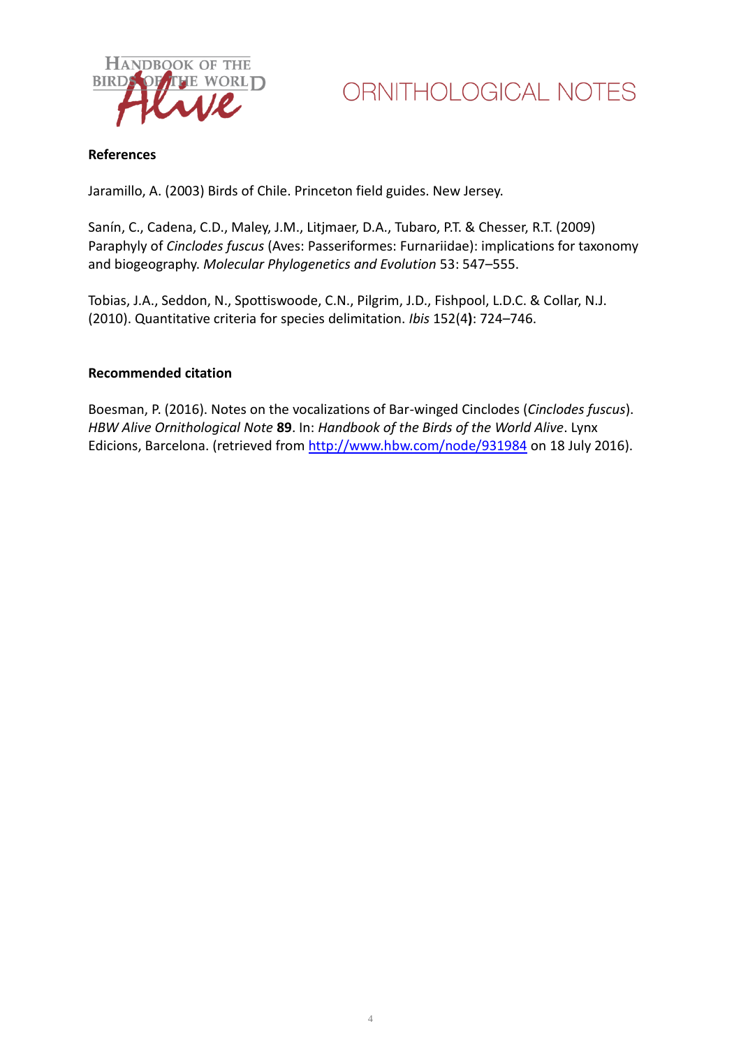**References**

Jaramillo, A. (2003) Birds of Chile. Princeton field guides. New Jersey.

Sanín, C., Cadena, C.D., Maley, J.M., Litjmaer, D.A., Tubaro, P.T. & Chesser, R.T. (2009) Paraphyly of *Cinclodes fuscus* (Aves: Passeriformes: Furnariidae): implications for taxonomy and biogeography. *Molecular Phylogenetics and Evolution* 53: 547–555.

Tobias, J.A., Seddon, N., Spottiswoode, C.N., Pilgrim, J.D., Fishpool, L.D.C. & Collar, N.J. (2010). Quantitative criteria for species delimitation. *Ibis* 152(4**)**: 724–746.

**Recommended citation**

Boesman, P. (2016). Notes on the vocalizations of Bar-winged Cinclodes (*Cinclodes fuscus*). *HBW Alive Ornithological Note* **89**. In: *Handbook of the Birds of the World Alive*. Lynx Edicions, Barcelona. (retrieved from http://www.hbw.com/node/931984 on 18 July 2016).